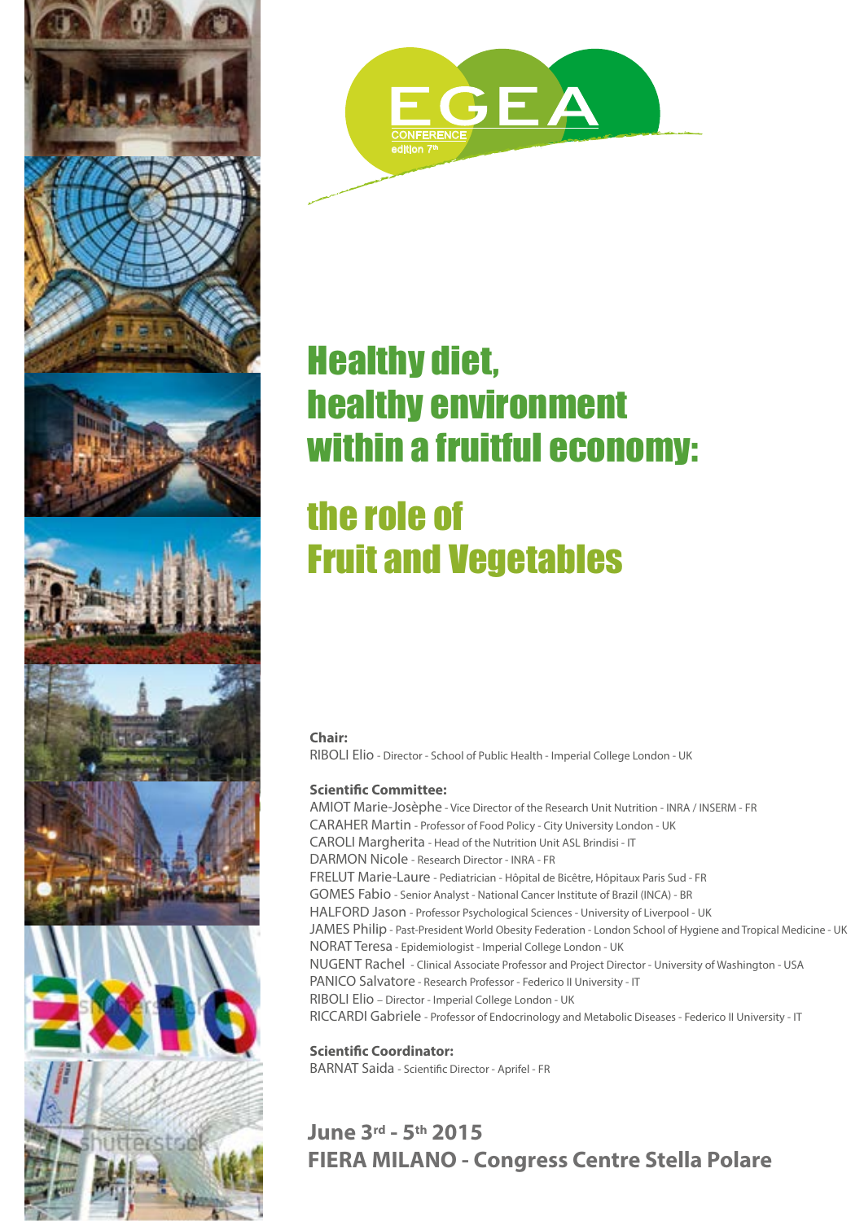EGEA

CONFERENCE edition 7th

# Healthy diet, healthy environment within a fruitful economy:

# the role of Fruit and Vegetables

**Chair:**
RIBOLI Elio - Director - School of Public Health - Imperial College London - UK

**Scientific Committee:**
AMIOT Marie-Josèphe - Vice Director of the Research Unit Nutrition - INRA / INSERM - FR
CARAHER Martin - Professor of Food Policy - City University London - UK
CAROLI Margherita - Head of the Nutrition Unit ASL Brindisi - IT
DARMON Nicole - Research Director - INRA - FR
FRELUT Marie-Laure - Pediatrician - Hôpital de Bicêtre, Hôpitaux Paris Sud - FR
GOMES Fabio - Senior Analyst - National Cancer Institute of Brazil (INCA) - BR
HALFORD Jason - Professor Psychological Sciences - University of Liverpool - UK
JAMES Philip - Past-President World Obesity Federation - London School of Hygiene and Tropical Medicine - UK
NORAT Teresa - Epidemiologist - Imperial College London - UK
NUGENT Rachel - Clinical Associate Professor and Project Director - University of Washington - USA
PANICO Salvatore - Research Professor - Federico II University - IT
RIBOLI Elio – Director - Imperial College London - UK
RICCARDI Gabriele - Professor of Endocrinology and Metabolic Diseases - Federico II University - IT

**Scientific Coordinator:**
BARNAT Saida - Scientific Director - Aprifel - FR

**June 3rd - 5th 2015**
**FIERA MILANO - Congress Centre Stella Polare**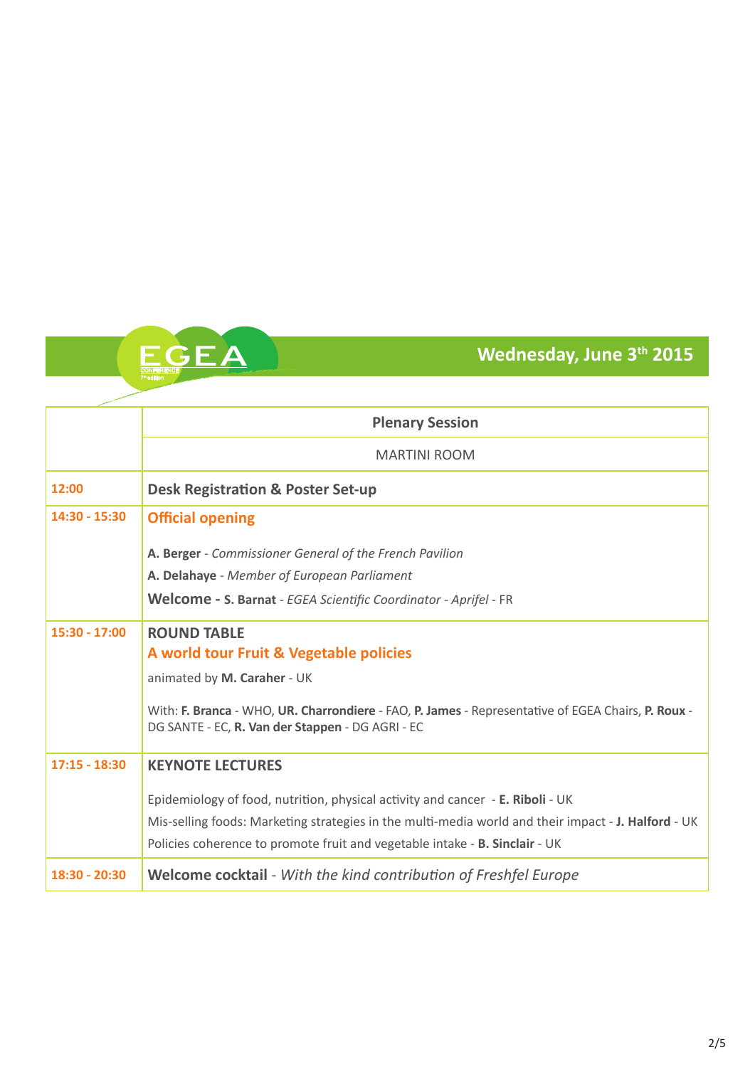## Wednesday, June 3th 2015

| | Plenary Session |
|---|---|
| | MARTINI ROOM |
| **12:00** | **Desk Registration & Poster Set-up** |
| **14:30 - 15:30** | **Official opening**<br><br>**A. Berger** - *Commissioner General of the French Pavilion*<br>**A. Delahaye** - *Member of European Parliament*<br>**Welcome - S. Barnat** - *EGEA Scientific Coordinator - Aprifel* - FR |
| **15:30 - 17:00** | **ROUND TABLE**<br>**A world tour Fruit & Vegetable policies**<br>animated by **M. Caraher** - UK<br><br>With: **F. Branca** - WHO, **UR. Charrondiere** - FAO, **P. James** - Representative of EGEA Chairs, **P. Roux** - DG SANTE - EC, **R. Van der Stappen** - DG AGRI - EC |
| **17:15 - 18:30** | **KEYNOTE LECTURES**<br><br>Epidemiology of food, nutrition, physical activity and cancer - **E. Riboli** - UK<br>Mis-selling foods: Marketing strategies in the multi-media world and their impact - **J. Halford** - UK<br>Policies coherence to promote fruit and vegetable intake - **B. Sinclair** - UK |
| **18:30 - 20:30** | **Welcome cocktail** - *With the kind contribution of Freshfel Europe* |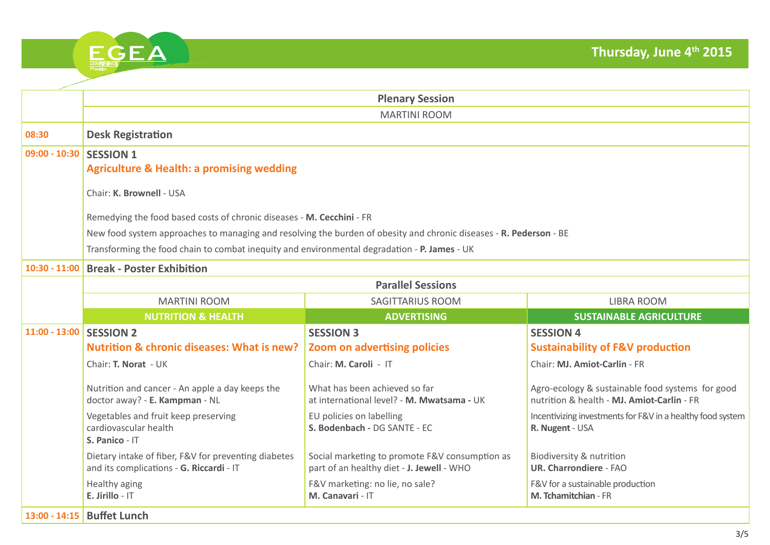EGEA CONFERENCE 7th edition

**Thursday, June 4th 2015**

| | Plenary Session | | |
|---|---|---|---|
| | MARTINI ROOM | | |
| **08:30** | **Desk Registration** | | |
| **09:00 - 10:30** | **SESSION 1**<br>**Agriculture & Health: a promising wedding**<br><br>Chair: **K. Brownell** - USA<br><br>Remedying the food based costs of chronic diseases - **M. Cecchini** - FR<br>New food system approaches to managing and resolving the burden of obesity and chronic diseases - **R. Pederson** - BE<br>Transforming the food chain to combat inequity and environmental degradation - **P. James** - UK | | |
| **10:30 - 11:00** | **Break - Poster Exhibition** | | |
| | **Parallel Sessions** | | |
| | MARTINI ROOM | SAGITTARIUS ROOM | LIBRA ROOM |
| | **NUTRITION & HEALTH** | **ADVERTISING** | **SUSTAINABLE AGRICULTURE** |
| **11:00 - 13:00** | **SESSION 2**<br>**Nutrition & chronic diseases: What is new?**<br>Chair: **T. Norat** - UK<br><br>Nutrition and cancer - An apple a day keeps the doctor away? - **E. Kampman** - NL<br>Vegetables and fruit keep preserving cardiovascular health **S. Panico** - IT<br>Dietary intake of fiber, F&V for preventing diabetes and its complications - **G. Riccardi** - IT<br>Healthy aging **E. Jirillo** - IT | **SESSION 3**<br>**Zoom on advertising policies**<br>Chair: **M. Caroli** - IT<br><br>What has been achieved so far at international level? - **M. Mwatsama** - UK<br>EU policies on labelling **S. Bodenbach** - DG SANTE - EC<br>Social marketing to promote F&V consumption as part of an healthy diet - **J. Jewell** - WHO<br>F&V marketing: no lie, no sale? **M. Canavari** - IT | **SESSION 4**<br>**Sustainability of F&V production**<br>Chair: **MJ. Amiot-Carlin** - FR<br><br>Agro-ecology & sustainable food systems for good nutrition & health - **MJ. Amiot-Carlin** - FR<br>Incentivizing investments for F&V in a healthy food system **R. Nugent** - USA<br>Biodiversity & nutrition **UR. Charrondiere** - FAO<br>F&V for a sustainable production **M. Tchamitchian** - FR |
| **13:00 - 14:15** | **Buffet Lunch** | | |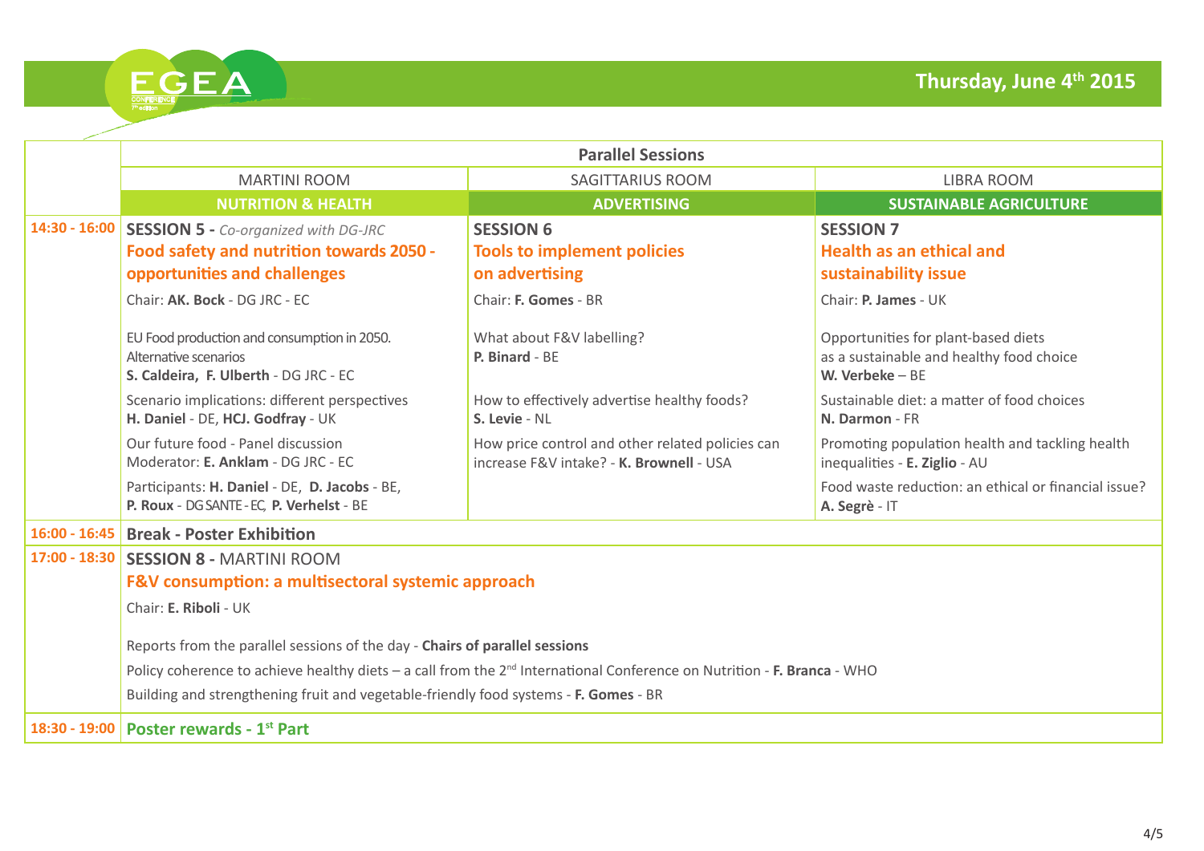## Thursday, June 4th 2015

| | Parallel Sessions | | |
|---|---|---|---|
| | MARTINI ROOM | SAGITTARIUS ROOM | LIBRA ROOM |
| | **NUTRITION & HEALTH** | **ADVERTISING** | **SUSTAINABLE AGRICULTURE** |
| **14:30 - 16:00** | **SESSION 5 -** *Co-organized with DG-JRC*<br>**Food safety and nutrition towards 2050 - opportunities and challenges**<br>Chair: **AK. Bock** - DG JRC - EC | **SESSION 6**<br>**Tools to implement policies on advertising**<br>Chair: **F. Gomes** - BR | **SESSION 7**<br>**Health as an ethical and sustainability issue**<br>Chair: **P. James** - UK |
| | EU Food production and consumption in 2050. Alternative scenarios<br>**S. Caldeira, F. Ulberth** - DG JRC - EC | What about F&V labelling?<br>**P. Binard** - BE | Opportunities for plant-based diets as a sustainable and healthy food choice<br>**W. Verbeke** – BE |
| | Scenario implications: different perspectives<br>**H. Daniel** - DE, **HCJ. Godfray** - UK | How to effectively advertise healthy foods?<br>**S. Levie** - NL | Sustainable diet: a matter of food choices<br>**N. Darmon** - FR |
| | Our future food - Panel discussion<br>Moderator: **E. Anklam** - DG JRC - EC | How price control and other related policies can increase F&V intake? - **K. Brownell** - USA | Promoting population health and tackling health inequalities - **E. Ziglio** - AU |
| | Participants: **H. Daniel** - DE, **D. Jacobs** - BE, **P. Roux** - DG SANTE - EC, **P. Verhelst** - BE | | Food waste reduction: an ethical or financial issue?<br>**A. Segrè** - IT |
| **16:00 - 16:45** | **Break - Poster Exhibition** | | |
| **17:00 - 18:30** | **SESSION 8 -** MARTINI ROOM<br>**F&V consumption: a multisectoral systemic approach**<br>Chair: **E. Riboli** - UK<br>Reports from the parallel sessions of the day - **Chairs of parallel sessions**<br>Policy coherence to achieve healthy diets – a call from the 2nd International Conference on Nutrition - **F. Branca** - WHO<br>Building and strengthening fruit and vegetable-friendly food systems - **F. Gomes** - BR | | |
| **18:30 - 19:00** | **Poster rewards - 1st Part** | | |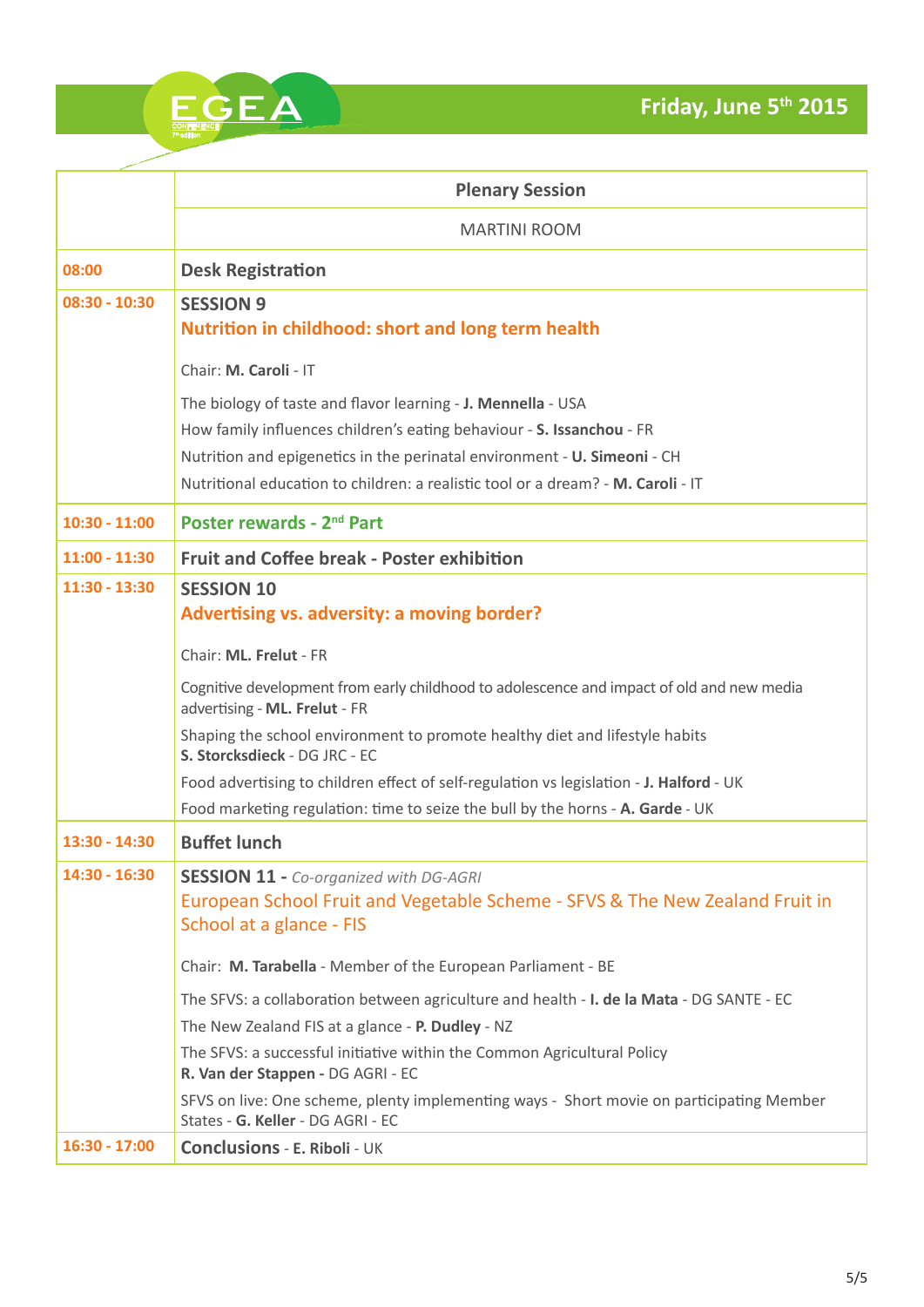## Friday, June 5th 2015

| | |
|---|---|
| | **Plenary Session** |
| | MARTINI ROOM |
| **08:00** | **Desk Registration** |
| **08:30 - 10:30** | **SESSION 9**<br>**Nutrition in childhood: short and long term health**<br><br>Chair: **M. Caroli** - IT<br><br>The biology of taste and flavor learning - **J. Mennella** - USA<br>How family influences children's eating behaviour - **S. Issanchou** - FR<br>Nutrition and epigenetics in the perinatal environment - **U. Simeoni** - CH<br>Nutritional education to children: a realistic tool or a dream? - **M. Caroli** - IT |
| **10:30 - 11:00** | **Poster rewards - 2nd Part** |
| **11:00 - 11:30** | **Fruit and Coffee break - Poster exhibition** |
| **11:30 - 13:30** | **SESSION 10**<br>**Advertising vs. adversity: a moving border?**<br><br>Chair: **ML. Frelut** - FR<br><br>Cognitive development from early childhood to adolescence and impact of old and new media advertising - **ML. Frelut** - FR<br>Shaping the school environment to promote healthy diet and lifestyle habits **S. Storcksdieck** - DG JRC - EC<br>Food advertising to children effect of self-regulation vs legislation - **J. Halford** - UK<br>Food marketing regulation: time to seize the bull by the horns - **A. Garde** - UK |
| **13:30 - 14:30** | **Buffet lunch** |
| **14:30 - 16:30** | **SESSION 11 -** *Co-organized with DG-AGRI*<br>European School Fruit and Vegetable Scheme - SFVS & The New Zealand Fruit in School at a glance - FIS<br><br>Chair: **M. Tarabella** - Member of the European Parliament - BE<br><br>The SFVS: a collaboration between agriculture and health - **I. de la Mata** - DG SANTE - EC<br>The New Zealand FIS at a glance - **P. Dudley** - NZ<br>The SFVS: a successful initiative within the Common Agricultural Policy **R. Van der Stappen -** DG AGRI - EC<br>SFVS on live: One scheme, plenty implementing ways - Short movie on participating Member States - **G. Keller** - DG AGRI - EC |
| **16:30 - 17:00** | **Conclusions** - **E. Riboli** - UK |